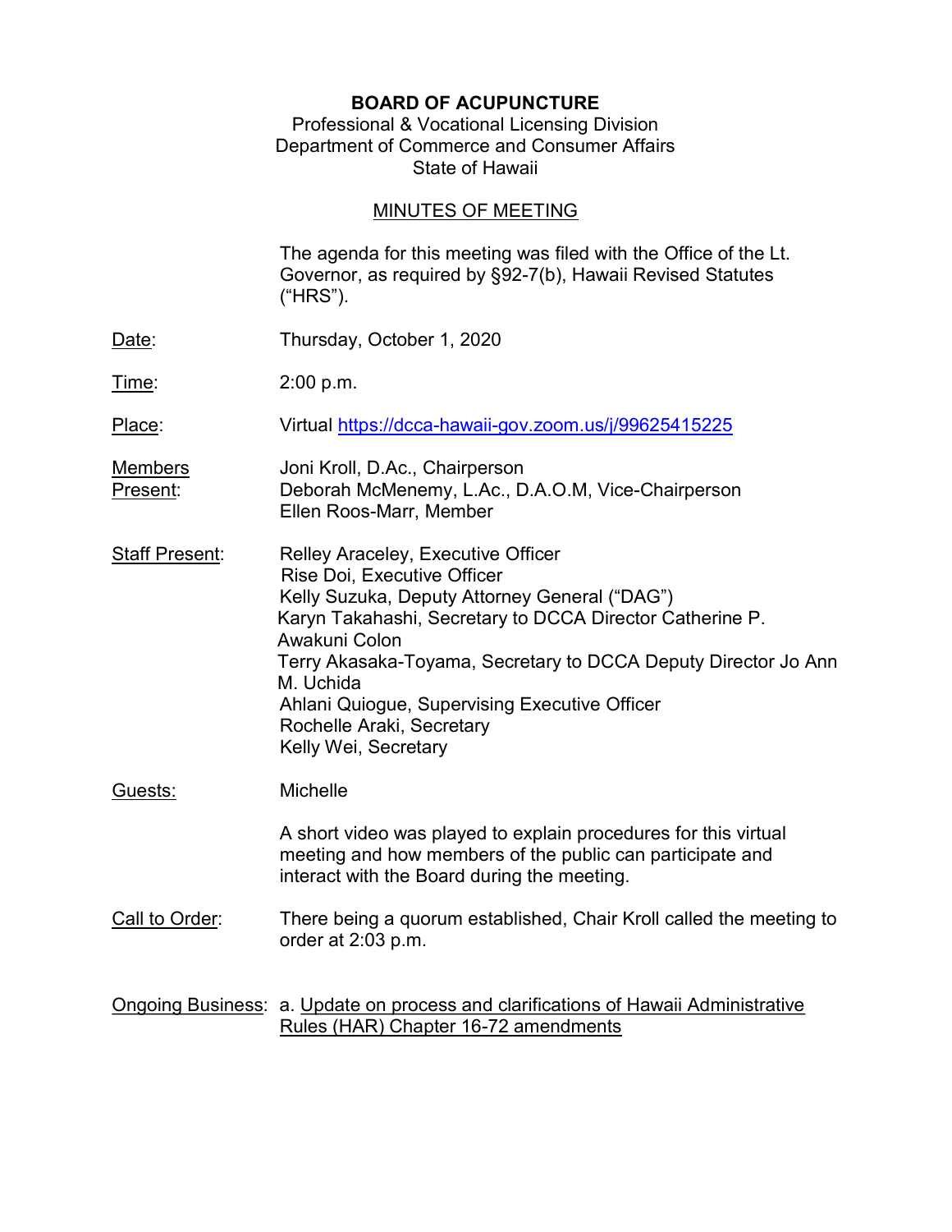**BOARD OF ACUPUNCTURE**
Professional & Vocational Licensing Division
Department of Commerce and Consumer Affairs
State of Hawaii

MINUTES OF MEETING

The agenda for this meeting was filed with the Office of the Lt. Governor, as required by §92-7(b), Hawaii Revised Statutes ("HRS").

Date: Thursday, October 1, 2020

Time: 2:00 p.m.

Place: Virtual https://dcca-hawaii-gov.zoom.us/j/99625415225

Members Present:
Joni Kroll, D.Ac., Chairperson
Deborah McMenemy, L.Ac., D.A.O.M, Vice-Chairperson
Ellen Roos-Marr, Member

Staff Present:
Relley Araceley, Executive Officer
Rise Doi, Executive Officer
Kelly Suzuka, Deputy Attorney General ("DAG")
Karyn Takahashi, Secretary to DCCA Director Catherine P. Awakuni Colon
Terry Akasaka-Toyama, Secretary to DCCA Deputy Director Jo Ann M. Uchida
Ahlani Quiogue, Supervising Executive Officer
Rochelle Araki, Secretary
Kelly Wei, Secretary

Guests: Michelle

A short video was played to explain procedures for this virtual meeting and how members of the public can participate and interact with the Board during the meeting.

Call to Order: There being a quorum established, Chair Kroll called the meeting to order at 2:03 p.m.

Ongoing Business: a. Update on process and clarifications of Hawaii Administrative Rules (HAR) Chapter 16-72 amendments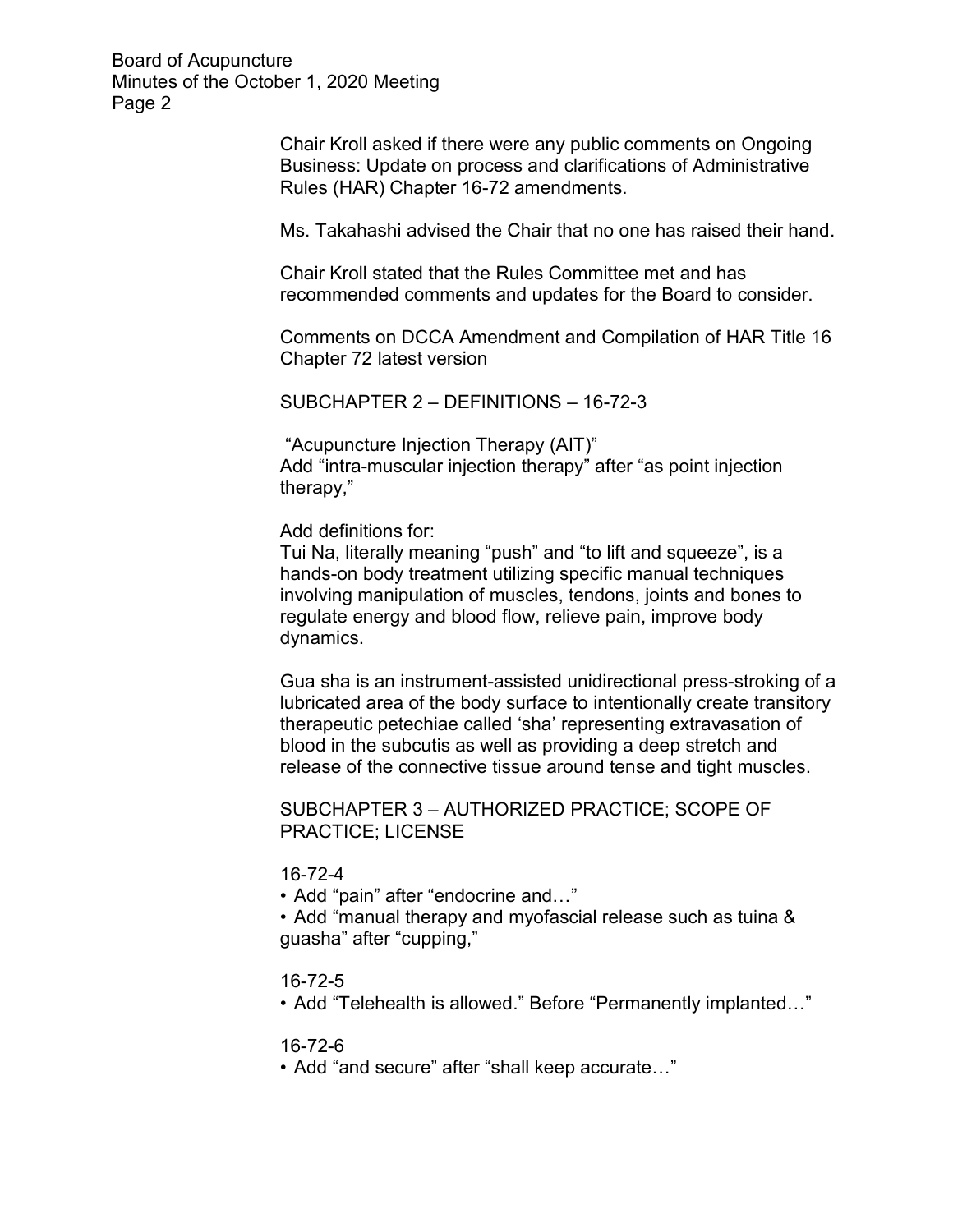Chair Kroll asked if there were any public comments on Ongoing Business: Update on process and clarifications of Administrative Rules (HAR) Chapter 16-72 amendments.

Ms. Takahashi advised the Chair that no one has raised their hand.

Chair Kroll stated that the Rules Committee met and has recommended comments and updates for the Board to consider.

Comments on DCCA Amendment and Compilation of HAR Title 16 Chapter 72 latest version

SUBCHAPTER 2 – DEFINITIONS – 16-72-3

"Acupuncture Injection Therapy (AIT)"
Add "intra-muscular injection therapy" after "as point injection therapy,"

Add definitions for:
Tui Na, literally meaning "push" and "to lift and squeeze", is a hands-on body treatment utilizing specific manual techniques involving manipulation of muscles, tendons, joints and bones to regulate energy and blood flow, relieve pain, improve body dynamics.

Gua sha is an instrument-assisted unidirectional press-stroking of a lubricated area of the body surface to intentionally create transitory therapeutic petechiae called 'sha' representing extravasation of blood in the subcutis as well as providing a deep stretch and release of the connective tissue around tense and tight muscles.

SUBCHAPTER 3 – AUTHORIZED PRACTICE; SCOPE OF PRACTICE; LICENSE

16-72-4

- Add "pain" after "endocrine and…"
- Add "manual therapy and myofascial release such as tuina & guasha" after "cupping,"

16-72-5

- Add "Telehealth is allowed." Before "Permanently implanted…"

16-72-6

- Add "and secure" after "shall keep accurate…"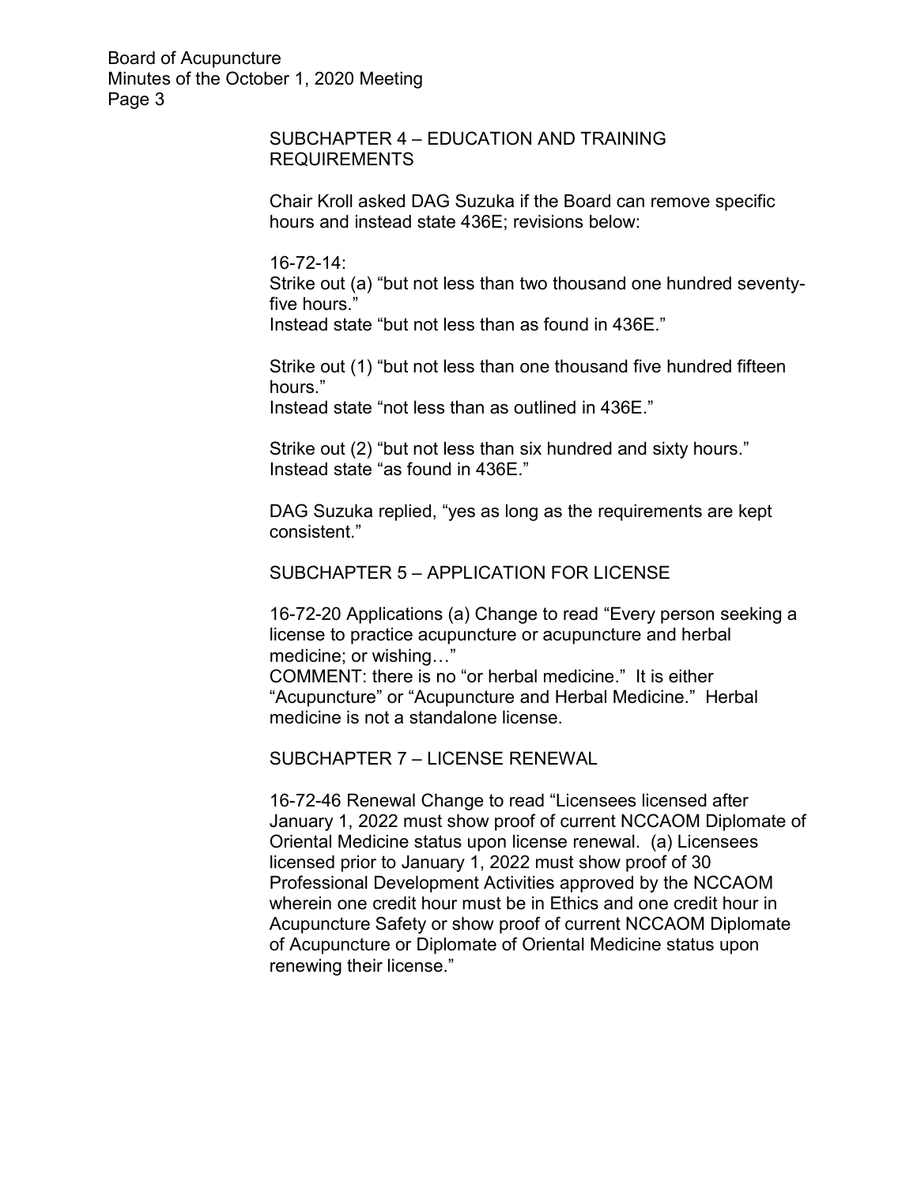SUBCHAPTER 4 – EDUCATION AND TRAINING REQUIREMENTS

Chair Kroll asked DAG Suzuka if the Board can remove specific hours and instead state 436E; revisions below:

16-72-14:
Strike out (a) "but not less than two thousand one hundred seventy-five hours."
Instead state "but not less than as found in 436E."

Strike out (1) "but not less than one thousand five hundred fifteen hours."
Instead state "not less than as outlined in 436E."

Strike out (2) "but not less than six hundred and sixty hours."
Instead state "as found in 436E."

DAG Suzuka replied, "yes as long as the requirements are kept consistent."

SUBCHAPTER 5 – APPLICATION FOR LICENSE

16-72-20 Applications (a) Change to read "Every person seeking a license to practice acupuncture or acupuncture and herbal medicine; or wishing…"
COMMENT: there is no "or herbal medicine." It is either "Acupuncture" or "Acupuncture and Herbal Medicine." Herbal medicine is not a standalone license.

SUBCHAPTER 7 – LICENSE RENEWAL

16-72-46 Renewal Change to read "Licensees licensed after January 1, 2022 must show proof of current NCCAOM Diplomate of Oriental Medicine status upon license renewal. (a) Licensees licensed prior to January 1, 2022 must show proof of 30 Professional Development Activities approved by the NCCAOM wherein one credit hour must be in Ethics and one credit hour in Acupuncture Safety or show proof of current NCCAOM Diplomate of Acupuncture or Diplomate of Oriental Medicine status upon renewing their license."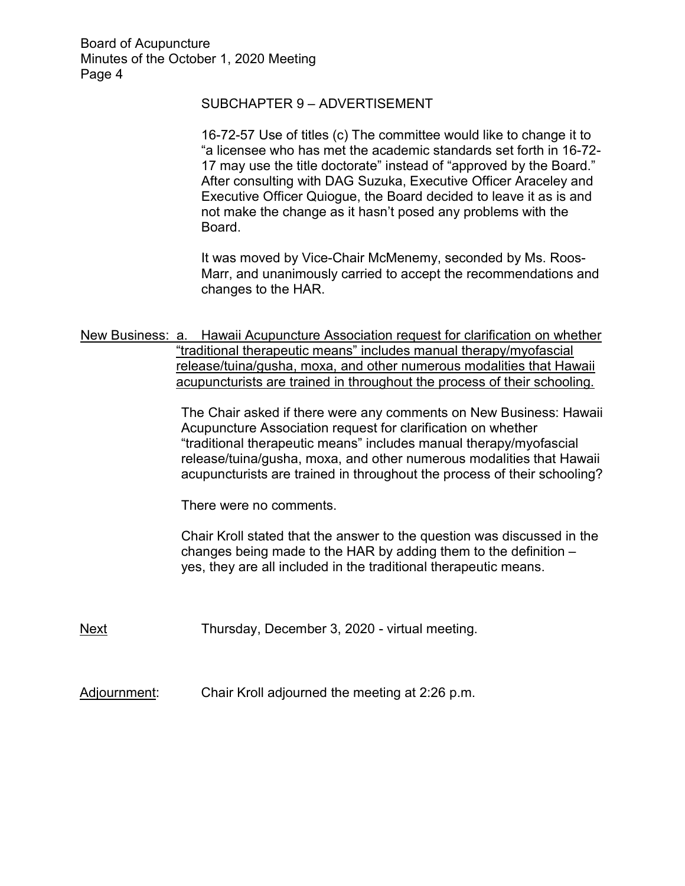SUBCHAPTER 9 – ADVERTISEMENT

16-72-57 Use of titles (c) The committee would like to change it to "a licensee who has met the academic standards set forth in 16-72-17 may use the title doctorate" instead of "approved by the Board." After consulting with DAG Suzuka, Executive Officer Araceley and Executive Officer Quiogue, the Board decided to leave it as is and not make the change as it hasn't posed any problems with the Board.

It was moved by Vice-Chair McMenemy, seconded by Ms. Roos-Marr, and unanimously carried to accept the recommendations and changes to the HAR.

New Business: a. Hawaii Acupuncture Association request for clarification on whether "traditional therapeutic means" includes manual therapy/myofascial release/tuina/gusha, moxa, and other numerous modalities that Hawaii acupuncturists are trained in throughout the process of their schooling.

The Chair asked if there were any comments on New Business: Hawaii Acupuncture Association request for clarification on whether "traditional therapeutic means" includes manual therapy/myofascial release/tuina/gusha, moxa, and other numerous modalities that Hawaii acupuncturists are trained in throughout the process of their schooling?

There were no comments.

Chair Kroll stated that the answer to the question was discussed in the changes being made to the HAR by adding them to the definition – yes, they are all included in the traditional therapeutic means.

Next: Thursday, December 3, 2020 - virtual meeting.

Adjournment: Chair Kroll adjourned the meeting at 2:26 p.m.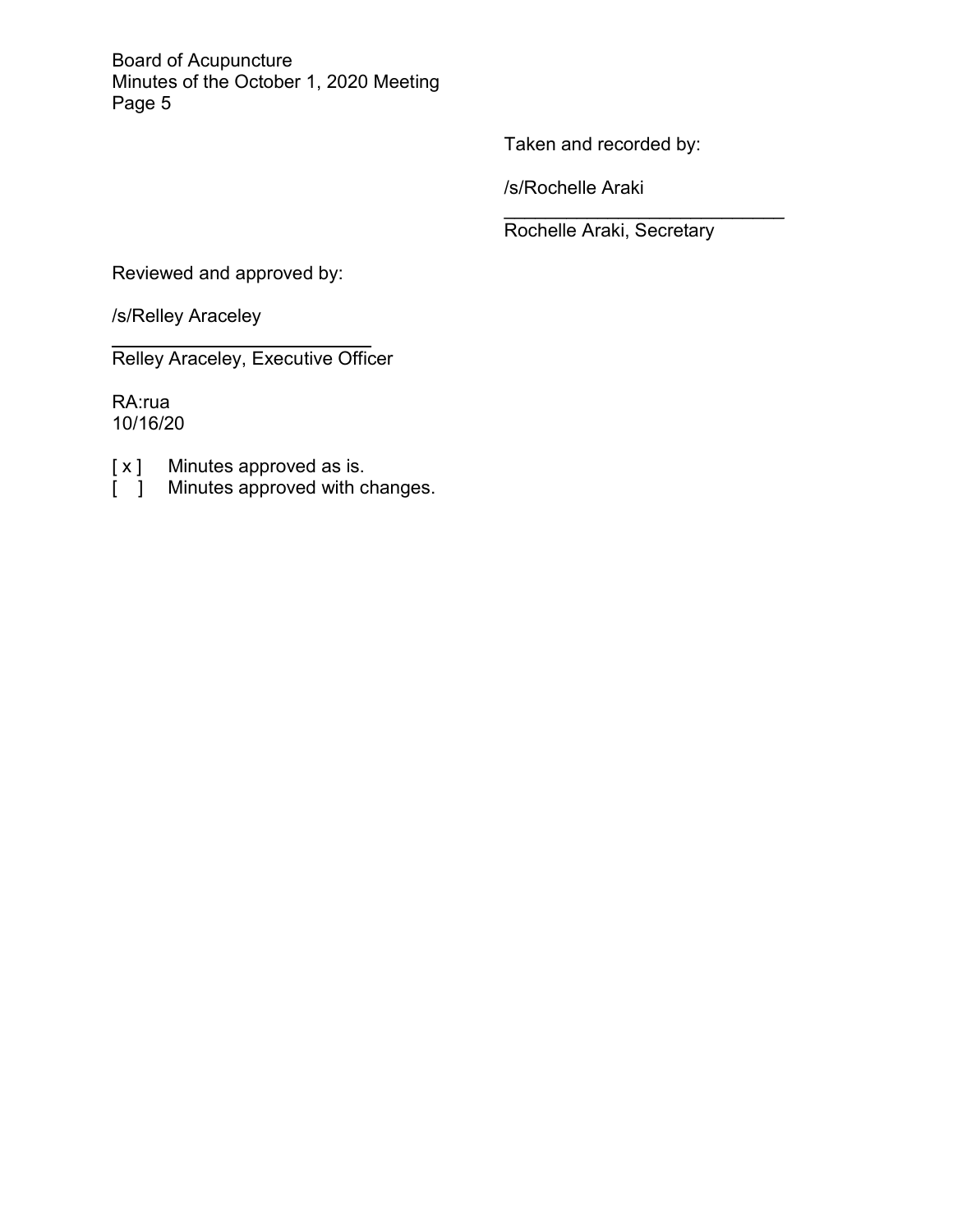Taken and recorded by:

/s/Rochelle Araki

Rochelle Araki, Secretary

Reviewed and approved by:

/s/Relley Araceley

Relley Araceley, Executive Officer

RA:rua
10/16/20

[ x ] Minutes approved as is.
[ ] Minutes approved with changes.